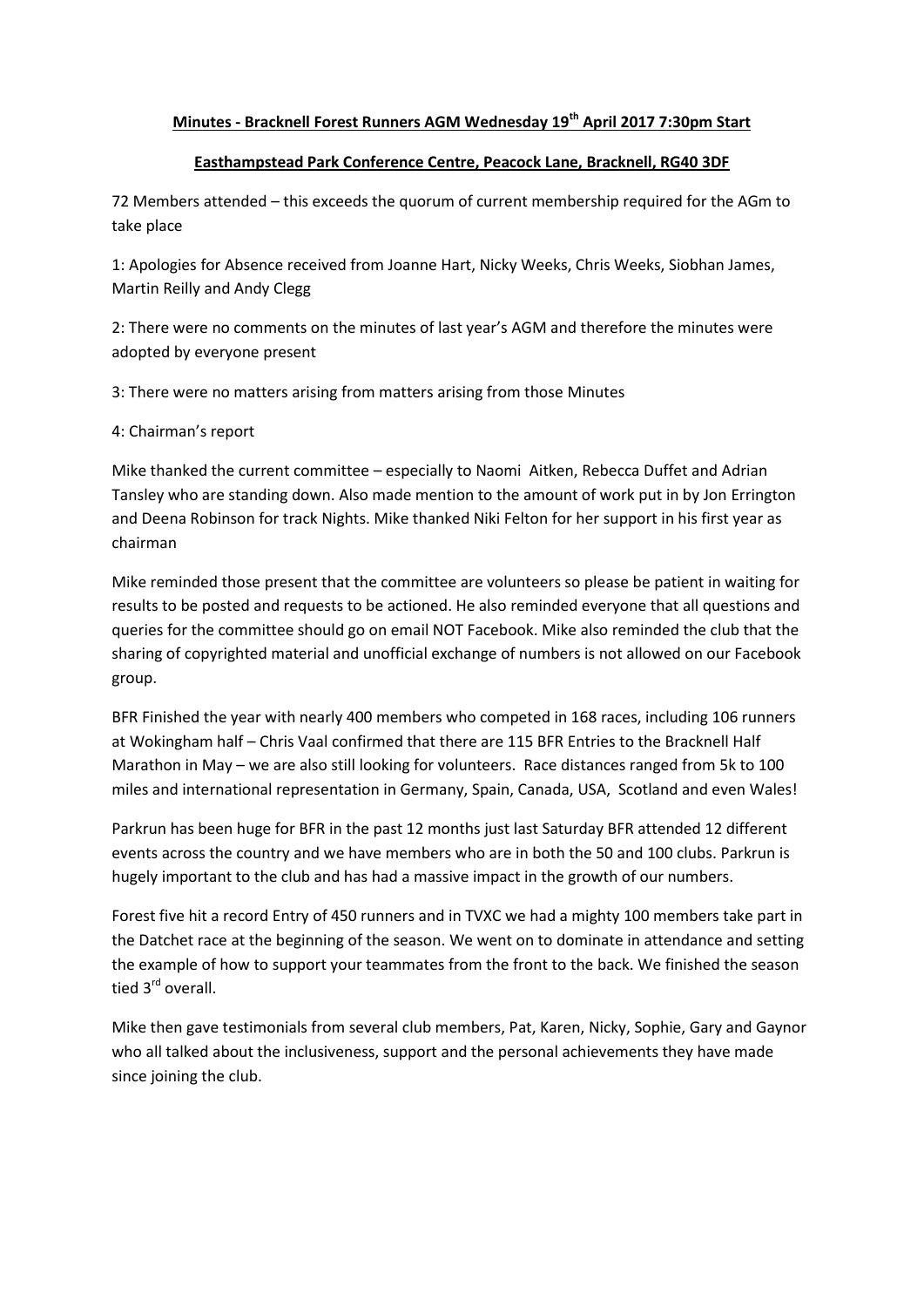**Minutes - Bracknell Forest Runners AGM Wednesday 19th April 2017 7:30pm Start**

**Easthampstead Park Conference Centre, Peacock Lane, Bracknell, RG40 3DF**

72 Members attended – this exceeds the quorum of current membership required for the AGm to take place

1: Apologies for Absence received from Joanne Hart, Nicky Weeks, Chris Weeks, Siobhan James, Martin Reilly and Andy Clegg

2: There were no comments on the minutes of last year's AGM and therefore the minutes were adopted by everyone present

3: There were no matters arising from matters arising from those Minutes

4: Chairman's report

Mike thanked the current committee – especially to Naomi Aitken, Rebecca Duffet and Adrian Tansley who are standing down. Also made mention to the amount of work put in by Jon Errington and Deena Robinson for track Nights. Mike thanked Niki Felton for her support in his first year as chairman

Mike reminded those present that the committee are volunteers so please be patient in waiting for results to be posted and requests to be actioned. He also reminded everyone that all questions and queries for the committee should go on email NOT Facebook. Mike also reminded the club that the sharing of copyrighted material and unofficial exchange of numbers is not allowed on our Facebook group.

BFR Finished the year with nearly 400 members who competed in 168 races, including 106 runners at Wokingham half – Chris Vaal confirmed that there are 115 BFR Entries to the Bracknell Half Marathon in May – we are also still looking for volunteers. Race distances ranged from 5k to 100 miles and international representation in Germany, Spain, Canada, USA, Scotland and even Wales!

Parkrun has been huge for BFR in the past 12 months just last Saturday BFR attended 12 different events across the country and we have members who are in both the 50 and 100 clubs. Parkrun is hugely important to the club and has had a massive impact in the growth of our numbers.

Forest five hit a record Entry of 450 runners and in TVXC we had a mighty 100 members take part in the Datchet race at the beginning of the season. We went on to dominate in attendance and setting the example of how to support your teammates from the front to the back. We finished the season tied 3rd overall.

Mike then gave testimonials from several club members, Pat, Karen, Nicky, Sophie, Gary and Gaynor who all talked about the inclusiveness, support and the personal achievements they have made since joining the club.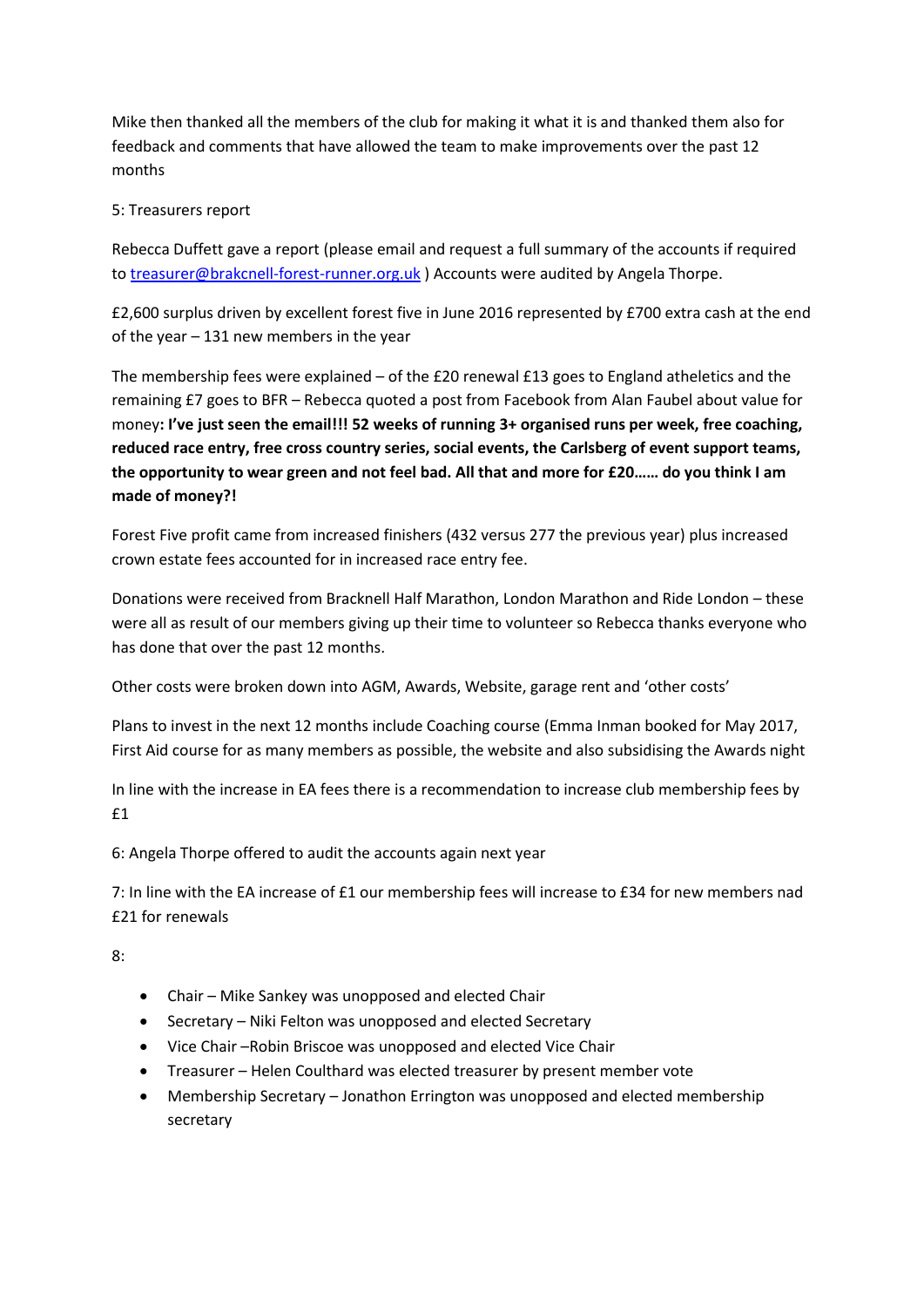Mike then thanked all the members of the club for making it what it is and thanked them also for feedback and comments that have allowed the team to make improvements over the past 12 months

5: Treasurers report

Rebecca Duffett gave a report (please email and request a full summary of the accounts if required to [treasurer@brakcnell-forest-runner.org.uk](mailto:treasurer@brakcnell-forest-runner.org.uk) ) Accounts were audited by Angela Thorpe.

£2,600 surplus driven by excellent forest five in June 2016 represented by £700 extra cash at the end of the year – 131 new members in the year

The membership fees were explained – of the £20 renewal £13 goes to England atheletics and the remaining £7 goes to BFR – Rebecca quoted a post from Facebook from Alan Faubel about value for money**: I've just seen the email!!! 52 weeks of running 3+ organised runs per week, free coaching, reduced race entry, free cross country series, social events, the Carlsberg of event support teams, the opportunity to wear green and not feel bad. All that and more for £20…… do you think I am made of money?!**

Forest Five profit came from increased finishers (432 versus 277 the previous year) plus increased crown estate fees accounted for in increased race entry fee.

Donations were received from Bracknell Half Marathon, London Marathon and Ride London – these were all as result of our members giving up their time to volunteer so Rebecca thanks everyone who has done that over the past 12 months.

Other costs were broken down into AGM, Awards, Website, garage rent and 'other costs'

Plans to invest in the next 12 months include Coaching course (Emma Inman booked for May 2017, First Aid course for as many members as possible, the website and also subsidising the Awards night

In line with the increase in EA fees there is a recommendation to increase club membership fees by £1

6: Angela Thorpe offered to audit the accounts again next year

7: In line with the EA increase of £1 our membership fees will increase to £34 for new members nad £21 for renewals

8:

- Chair – Mike Sankey was unopposed and elected Chair
- Secretary – Niki Felton was unopposed and elected Secretary
- Vice Chair –Robin Briscoe was unopposed and elected Vice Chair
- Treasurer – Helen Coulthard was elected treasurer by present member vote
- Membership Secretary – Jonathon Errington was unopposed and elected membership secretary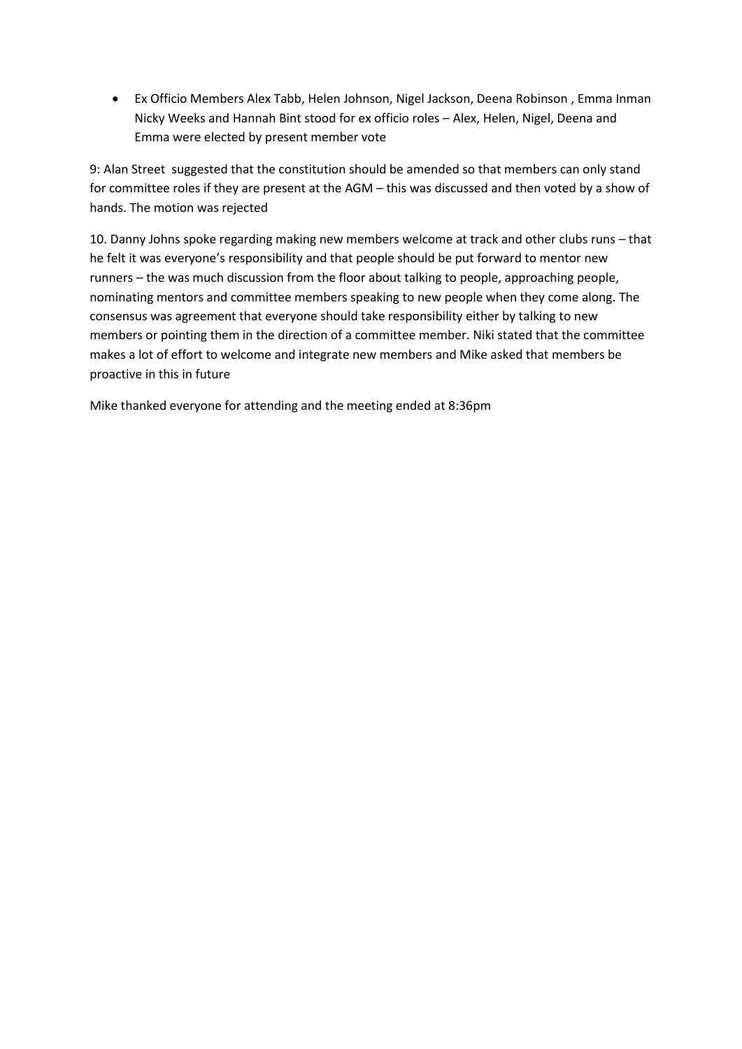- Ex Officio Members Alex Tabb, Helen Johnson, Nigel Jackson, Deena Robinson , Emma Inman Nicky Weeks and Hannah Bint stood for ex officio roles – Alex, Helen, Nigel, Deena and Emma were elected by present member vote

9: Alan Street suggested that the constitution should be amended so that members can only stand for committee roles if they are present at the AGM – this was discussed and then voted by a show of hands. The motion was rejected

10. Danny Johns spoke regarding making new members welcome at track and other clubs runs – that he felt it was everyone's responsibility and that people should be put forward to mentor new runners – the was much discussion from the floor about talking to people, approaching people, nominating mentors and committee members speaking to new people when they come along. The consensus was agreement that everyone should take responsibility either by talking to new members or pointing them in the direction of a committee member. Niki stated that the committee makes a lot of effort to welcome and integrate new members and Mike asked that members be proactive in this in future

Mike thanked everyone for attending and the meeting ended at 8:36pm